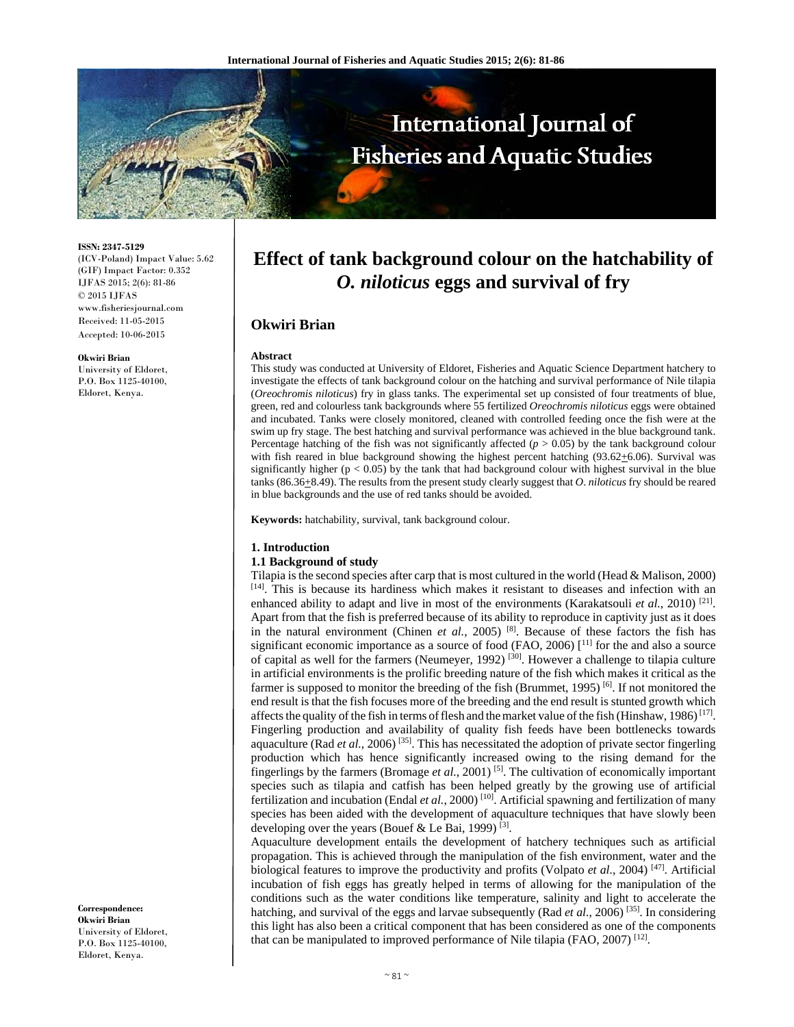# Effect of tank background colour on the hatchability of *O. niloticus* eggs and survival of fry

## Okwiri Brian

**ISSN: 2347-5129**
(ICV-Poland) Impact Value: 5.62
(GIF) Impact Factor: 0.352
IJFAS 2015; 2(6): 81-86
© 2015 IJFAS
www.fisheriesjournal.com
Received: 11-05-2015
Accepted: 10-06-2015

**Okwiri Brian**
University of Eldoret,
P.O. Box 1125-40100,
Eldoret, Kenya.

**Correspondence:**
**Okwiri Brian**
University of Eldoret,
P.O. Box 1125-40100,
Eldoret, Kenya.

**Abstract**

This study was conducted at University of Eldoret, Fisheries and Aquatic Science Department hatchery to investigate the effects of tank background colour on the hatching and survival performance of Nile tilapia (*Oreochromis niloticus*) fry in glass tanks. The experimental set up consisted of four treatments of blue, green, red and colourless tank backgrounds where 55 fertilized *Oreochromis niloticus* eggs were obtained and incubated. Tanks were closely monitored, cleaned with controlled feeding once the fish were at the swim up fry stage. The best hatching and survival performance was achieved in the blue background tank. Percentage hatching of the fish was not significantly affected ($p > 0.05$) by the tank background colour with fish reared in blue background showing the highest percent hatching (93.62±6.06). Survival was significantly higher ($p < 0.05$) by the tank that had background colour with highest survival in the blue tanks (86.36±8.49). The results from the present study clearly suggest that *O. niloticus* fry should be reared in blue backgrounds and the use of red tanks should be avoided.

**Keywords:** hatchability, survival, tank background colour.

### 1. Introduction

#### 1.1 Background of study

Tilapia is the second species after carp that is most cultured in the world (Head & Malison, 2000) [14]. This is because its hardiness which makes it resistant to diseases and infection with an enhanced ability to adapt and live in most of the environments (Karakatsouli *et al.*, 2010) [21]. Apart from that the fish is preferred because of its ability to reproduce in captivity just as it does in the natural environment (Chinen *et al.*, 2005) [8]. Because of these factors the fish has significant economic importance as a source of food (FAO, 2006) [11] for the and also a source of capital as well for the farmers (Neumeyer, 1992) [30]. However a challenge to tilapia culture in artificial environments is the prolific breeding nature of the fish which makes it critical as the farmer is supposed to monitor the breeding of the fish (Brummet, 1995) [6]. If not monitored the end result is that the fish focuses more of the breeding and the end result is stunted growth which affects the quality of the fish in terms of flesh and the market value of the fish (Hinshaw, 1986) [17]. Fingerling production and availability of quality fish feeds have been bottlenecks towards aquaculture (Rad *et al.*, 2006) [35]. This has necessitated the adoption of private sector fingerling production which has hence significantly increased owing to the rising demand for the fingerlings by the farmers (Bromage *et al.*, 2001) [5]. The cultivation of economically important species such as tilapia and catfish has been helped greatly by the growing use of artificial fertilization and incubation (Endal *et al.*, 2000) [10]. Artificial spawning and fertilization of many species has been aided with the development of aquaculture techniques that have slowly been developing over the years (Bouef & Le Bai, 1999) [3].

Aquaculture development entails the development of hatchery techniques such as artificial propagation. This is achieved through the manipulation of the fish environment, water and the biological features to improve the productivity and profits (Volpato *et al.*, 2004) [47]. Artificial incubation of fish eggs has greatly helped in terms of allowing for the manipulation of the conditions such as the water conditions like temperature, salinity and light to accelerate the hatching, and survival of the eggs and larvae subsequently (Rad *et al.*, 2006) [35]. In considering this light has also been a critical component that has been considered as one of the components that can be manipulated to improved performance of Nile tilapia (FAO, 2007) [12].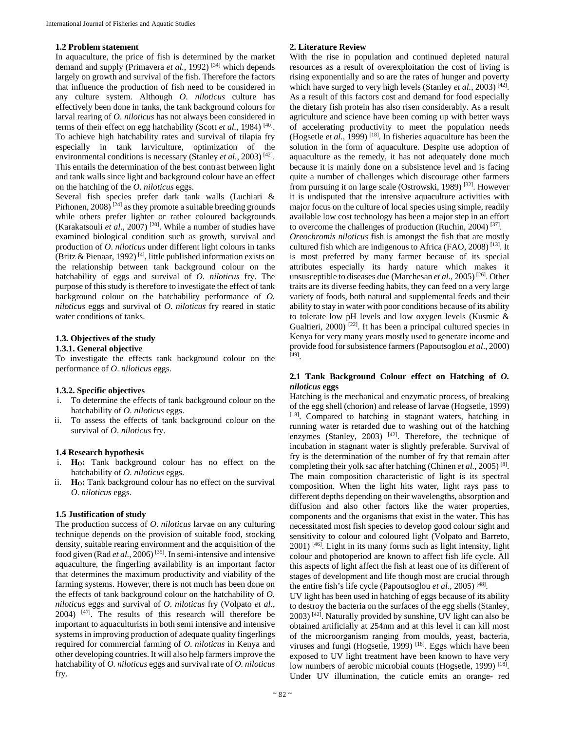### 1.2 Problem statement

In aquaculture, the price of fish is determined by the market demand and supply (Primavera *et al.*, 1992) [34] which depends largely on growth and survival of the fish. Therefore the factors that influence the production of fish need to be considered in any culture system. Although *O. niloticus* culture has effectively been done in tanks, the tank background colours for larval rearing of *O. niloticus* has not always been considered in terms of their effect on egg hatchability (Scott *et al.*, 1984) [40]. To achieve high hatchability rates and survival of tilapia fry especially in tank larviculture, optimization of the environmental conditions is necessary (Stanley *et al.*, 2003) [42]. This entails the determination of the best contrast between light and tank walls since light and background colour have an effect on the hatching of the *O. niloticus* eggs.

Several fish species prefer dark tank walls (Luchiari & Pirhonen, 2008) [24] as they promote a suitable breeding grounds while others prefer lighter or rather coloured backgrounds (Karakatsouli *et al.*, 2007) [20]. While a number of studies have examined biological condition such as growth, survival and production of *O. niloticus* under different light colours in tanks (Britz & Pienaar, 1992) [4], little published information exists on the relationship between tank background colour on the hatchability of eggs and survival of *O. niloticus* fry. The purpose of this study is therefore to investigate the effect of tank background colour on the hatchability performance of *O. niloticus* eggs and survival of *O. niloticus* fry reared in static water conditions of tanks.

### 1.3. Objectives of the study

#### 1.3.1. General objective

To investigate the effects tank background colour on the performance of *O. niloticus* eggs.

#### 1.3.2. Specific objectives

i. To determine the effects of tank background colour on the hatchability of *O. niloticus* eggs.
ii. To assess the effects of tank background colour on the survival of *O. niloticus* fry.

### 1.4 Research hypothesis

i. **$H_O$:** Tank background colour has no effect on the hatchability of *O. niloticus* eggs.
ii. **$H_O$:** Tank background colour has no effect on the survival *O. niloticus* eggs.

### 1.5 Justification of study

The production success of *O. niloticus* larvae on any culturing technique depends on the provision of suitable food, stocking density, suitable rearing environment and the acquisition of the food given (Rad *et al.*, 2006) [35]. In semi-intensive and intensive aquaculture, the fingerling availability is an important factor that determines the maximum productivity and viability of the farming systems. However, there is not much has been done on the effects of tank background colour on the hatchability of *O. niloticus* eggs and survival of *O. niloticus* fry (Volpato *et al.*, 2004) [47]. The results of this research will therefore be important to aquaculturists in both semi intensive and intensive systems in improving production of adequate quality fingerlings required for commercial farming of *O. niloticus* in Kenya and other developing countries. It will also help farmers improve the hatchability of *O. niloticus* eggs and survival rate of *O. niloticus* fry.

## 2. Literature Review

With the rise in population and continued depleted natural resources as a result of overexploitation the cost of living is rising exponentially and so are the rates of hunger and poverty which have surged to very high levels (Stanley *et al.*, 2003) [42]. As a result of this factors cost and demand for food especially the dietary fish protein has also risen considerably. As a result agriculture and science have been coming up with better ways of accelerating productivity to meet the population needs (Hogsetle *et al.*, 1999) [18]. In fisheries aquaculture has been the solution in the form of aquaculture. Despite use adoption of aquaculture as the remedy, it has not adequately done much because it is mainly done on a subsistence level and is facing quite a number of challenges which discourage other farmers from pursuing it on large scale (Ostrowski, 1989) [32]. However it is undisputed that the intensive aquaculture activities with major focus on the culture of local species using simple, readily available low cost technology has been a major step in an effort to overcome the challenges of production (Ruchin, 2004) [37].

*Oreochromis niloticus* fish is amongst the fish that are mostly cultured fish which are indigenous to Africa (FAO, 2008) [13]. It is most preferred by many farmer because of its special attributes especially its hardy nature which makes it unsusceptible to diseases due (Marchesan *et al.*, 2005) [26]. Other traits are its diverse feeding habits, they can feed on a very large variety of foods, both natural and supplemental feeds and their ability to stay in water with poor conditions because of its ability to tolerate low pH levels and low oxygen levels (Kusmic & Gualtieri, 2000) [22]. It has been a principal cultured species in Kenya for very many years mostly used to generate income and provide food for subsistence farmers (Papoutsoglou *et al*., 2000) [49].

### 2.1 Tank Background Colour effect on Hatching of *O. niloticus* eggs

Hatching is the mechanical and enzymatic process, of breaking of the egg shell (chorion) and release of larvae (Hogsetle, 1999) [18]. Compared to hatching in stagnant waters, hatching in running water is retarded due to washing out of the hatching enzymes (Stanley, 2003) [42]. Therefore, the technique of incubation in stagnant water is slightly preferable. Survival of fry is the determination of the number of fry that remain after completing their yolk sac after hatching (Chinen *et al.*, 2005) [8]. The main composition characteristic of light is its spectral composition. When the light hits water, light rays pass to different depths depending on their wavelengths, absorption and diffusion and also other factors like the water properties, components and the organisms that exist in the water. This has necessitated most fish species to develop good colour sight and sensitivity to colour and coloured light (Volpato and Barreto, 2001) [46]. Light in its many forms such as light intensity, light colour and photoperiod are known to affect fish life cycle. All this aspects of light affect the fish at least one of its different of stages of development and life though most are crucial through the entire fish's life cycle (Papoutsoglou *et al*., 2005) [48].

UV light has been used in hatching of eggs because of its ability to destroy the bacteria on the surfaces of the egg shells (Stanley, 2003) [42]. Naturally provided by sunshine, UV light can also be obtained artificially at 254nm and at this level it can kill most of the microorganism ranging from moulds, yeast, bacteria, viruses and fungi (Hogsetle, 1999) [18]. Eggs which have been exposed to UV light treatment have been known to have very low numbers of aerobic microbial counts (Hogsetle, 1999) [18]. Under UV illumination, the cuticle emits an orange- red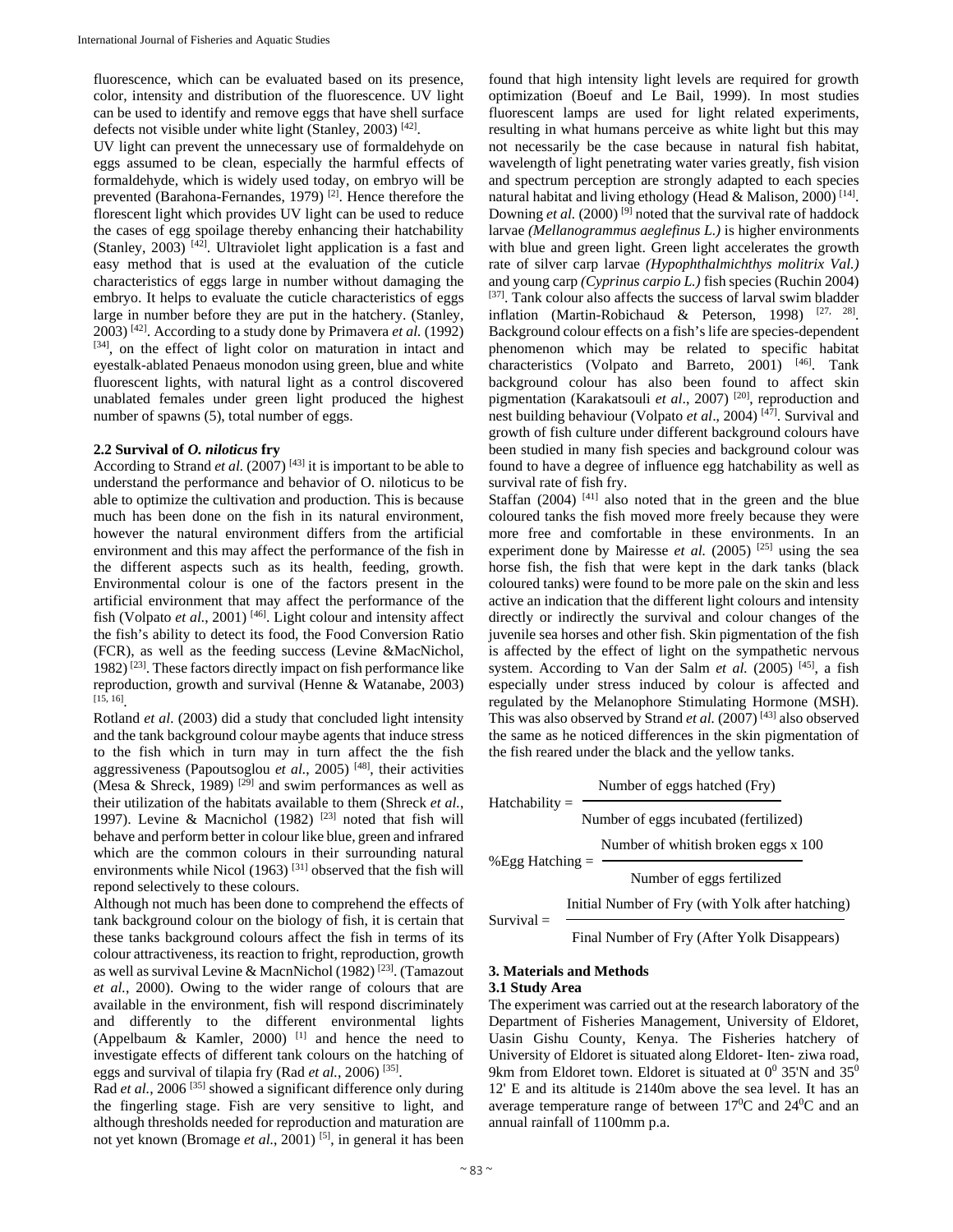fluorescence, which can be evaluated based on its presence, color, intensity and distribution of the fluorescence. UV light can be used to identify and remove eggs that have shell surface defects not visible under white light (Stanley, 2003) [42].

UV light can prevent the unnecessary use of formaldehyde on eggs assumed to be clean, especially the harmful effects of formaldehyde, which is widely used today, on embryo will be prevented (Barahona-Fernandes, 1979) [2]. Hence therefore the florescent light which provides UV light can be used to reduce the cases of egg spoilage thereby enhancing their hatchability (Stanley, 2003) [42]. Ultraviolet light application is a fast and easy method that is used at the evaluation of the cuticle characteristics of eggs large in number without damaging the embryo. It helps to evaluate the cuticle characteristics of eggs large in number before they are put in the hatchery. (Stanley, 2003) [42]. According to a study done by Primavera *et al.* (1992) [34], on the effect of light color on maturation in intact and eyestalk-ablated Penaeus monodon using green, blue and white fluorescent lights, with natural light as a control discovered unablated females under green light produced the highest number of spawns (5), total number of eggs.

### 2.2 Survival of *O. niloticus* fry

According to Strand *et al.* (2007) [43] it is important to be able to understand the performance and behavior of O. niloticus to be able to optimize the cultivation and production. This is because much has been done on the fish in its natural environment, however the natural environment differs from the artificial environment and this may affect the performance of the fish in the different aspects such as its health, feeding, growth. Environmental colour is one of the factors present in the artificial environment that may affect the performance of the fish (Volpato *et al.*, 2001) [46]. Light colour and intensity affect the fish's ability to detect its food, the Food Conversion Ratio (FCR), as well as the feeding success (Levine &MacNichol, 1982) [23]. These factors directly impact on fish performance like reproduction, growth and survival (Henne & Watanabe, 2003) [15, 16].

Rotland *et al.* (2003) did a study that concluded light intensity and the tank background colour maybe agents that induce stress to the fish which in turn may in turn affect the the fish aggressiveness (Papoutsoglou *et al.*, 2005) [48], their activities (Mesa & Shreck, 1989) [29] and swim performances as well as their utilization of the habitats available to them (Shreck *et al.*, 1997). Levine & Macnichol (1982) [23] noted that fish will behave and perform better in colour like blue, green and infrared which are the common colours in their surrounding natural environments while Nicol (1963) [31] observed that the fish will repond selectively to these colours.

Although not much has been done to comprehend the effects of tank background colour on the biology of fish, it is certain that these tanks background colours affect the fish in terms of its colour attractiveness, its reaction to fright, reproduction, growth as well as survival Levine & MacnNichol (1982) [23]. (Tamazout *et al.*, 2000). Owing to the wider range of colours that are available in the environment, fish will respond discriminately and differently to the different environmental lights (Appelbaum & Kamler, 2000) [1] and hence the need to investigate effects of different tank colours on the hatching of eggs and survival of tilapia fry (Rad *et al.*, 2006) [35].

Rad *et al.*, 2006 [35] showed a significant difference only during the fingerling stage. Fish are very sensitive to light, and although thresholds needed for reproduction and maturation are not yet known (Bromage *et al.*, 2001) [5], in general it has been found that high intensity light levels are required for growth optimization (Boeuf and Le Bail, 1999). In most studies fluorescent lamps are used for light related experiments, resulting in what humans perceive as white light but this may not necessarily be the case because in natural fish habitat, wavelength of light penetrating water varies greatly, fish vision and spectrum perception are strongly adapted to each species natural habitat and living ethology (Head & Malison, 2000) [14]. Downing *et al.* (2000) [9] noted that the survival rate of haddock larvae *(Mellanogrammus aeglefinus L.)* is higher environments with blue and green light. Green light accelerates the growth rate of silver carp larvae *(Hypophthalmichthys molitrix Val.)* and young carp *(Cyprinus carpio L.)* fish species (Ruchin 2004) [37]. Tank colour also affects the success of larval swim bladder inflation (Martin-Robichaud & Peterson, 1998) [27, 28]. Background colour effects on a fish's life are species-dependent phenomenon which may be related to specific habitat characteristics (Volpato and Barreto, 2001) [46]. Tank background colour has also been found to affect skin pigmentation (Karakatsouli *et al*., 2007) [20], reproduction and nest building behaviour (Volpato *et al*., 2004) [47]. Survival and growth of fish culture under different background colours have been studied in many fish species and background colour was found to have a degree of influence egg hatchability as well as survival rate of fish fry.

Staffan (2004) [41] also noted that in the green and the blue coloured tanks the fish moved more freely because they were more free and comfortable in these environments. In an experiment done by Mairesse *et al.* (2005) [25] using the sea horse fish, the fish that were kept in the dark tanks (black coloured tanks) were found to be more pale on the skin and less active an indication that the different light colours and intensity directly or indirectly the survival and colour changes of the juvenile sea horses and other fish. Skin pigmentation of the fish is affected by the effect of light on the sympathetic nervous system. According to Van der Salm *et al.* (2005) [45], a fish especially under stress induced by colour is affected and regulated by the Melanophore Stimulating Hormone (MSH). This was also observed by Strand *et al.* (2007) [43] also observed the same as he noticed differences in the skin pigmentation of the fish reared under the black and the yellow tanks.

$$\text{Hatchability} = \frac{\text{Number of eggs hatched (Fry)}}{\text{Number of eggs incubated (fertilized)}}$$

$$\text{\%Egg Hatching} = \frac{\text{Number of whitish broken eggs x 100}}{\text{Number of eggs fertilized}}$$

$$\text{Survival} = \frac{\text{Initial Number of Fry (with Yolk after hatching)}}{\text{Final Number of Fry (After Yolk Disappears)}}$$

## 3. Materials and Methods

### 3.1 Study Area

The experiment was carried out at the research laboratory of the Department of Fisheries Management, University of Eldoret, Uasin Gishu County, Kenya. The Fisheries hatchery of University of Eldoret is situated along Eldoret- Iten- ziwa road, 9km from Eldoret town. Eldoret is situated at $0^0$ 35'N and $35^0$ 12' E and its altitude is 2140m above the sea level. It has an average temperature range of between $17^0$C and $24^0$C and an annual rainfall of 1100mm p.a.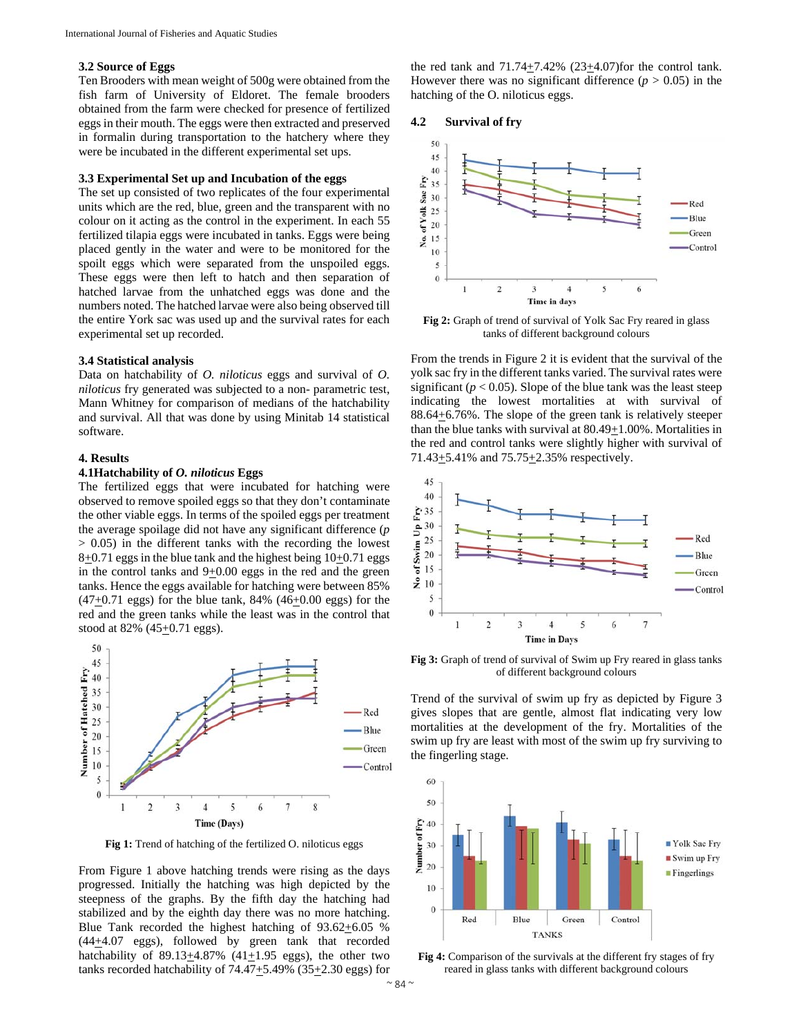### 3.2 Source of Eggs

Ten Brooders with mean weight of 500g were obtained from the fish farm of University of Eldoret. The female brooders obtained from the farm were checked for presence of fertilized eggs in their mouth. The eggs were then extracted and preserved in formalin during transportation to the hatchery where they were be incubated in the different experimental set ups.

### 3.3 Experimental Set up and Incubation of the eggs

The set up consisted of two replicates of the four experimental units which are the red, blue, green and the transparent with no colour on it acting as the control in the experiment. In each 55 fertilized tilapia eggs were incubated in tanks. Eggs were being placed gently in the water and were to be monitored for the spoilt eggs which were separated from the unspoiled eggs. These eggs were then left to hatch and then separation of hatched larvae from the unhatched eggs was done and the numbers noted. The hatched larvae were also being observed till the entire York sac was used up and the survival rates for each experimental set up recorded.

### 3.4 Statistical analysis

Data on hatchability of *O. niloticus* eggs and survival of *O. niloticus* fry generated was subjected to a non- parametric test, Mann Whitney for comparison of medians of the hatchability and survival. All that was done by using Minitab 14 statistical software.

## 4. Results

### 4.1 Hatchability of *O. niloticus* Eggs

The fertilized eggs that were incubated for hatching were observed to remove spoiled eggs so that they don't contaminate the other viable eggs. In terms of the spoiled eggs per treatment the average spoilage did not have any significant difference ($p > 0.05$) in the different tanks with the recording the lowest 8±0.71 eggs in the blue tank and the highest being 10±0.71 eggs in the control tanks and 9±0.00 eggs in the red and the green tanks. Hence the eggs available for hatching were between 85% (47±0.71 eggs) for the blue tank, 84% (46±0.00 eggs) for the red and the green tanks while the least was in the control that stood at 82% (45±0.71 eggs).

**Fig 1:** Trend of hatching of the fertilized O. niloticus eggs

From Figure 1 above hatching trends were rising as the days progressed. Initially the hatching was high depicted by the steepness of the graphs. By the fifth day the hatching had stabilized and by the eighth day there was no more hatching. Blue Tank recorded the highest hatching of 93.62±6.05 % (44±4.07 eggs), followed by green tank that recorded hatchability of 89.13±4.87% (41±1.95 eggs), the other two tanks recorded hatchability of 74.47±5.49% (35±2.30 eggs) for the red tank and 71.74±7.42% (23±4.07)for the control tank. However there was no significant difference ($p > 0.05$) in the hatching of the O. niloticus eggs.

### 4.2 Survival of fry

**Fig 2:** Graph of trend of survival of Yolk Sac Fry reared in glass tanks of different background colours

From the trends in Figure 2 it is evident that the survival of the yolk sac fry in the different tanks varied. The survival rates were significant ($p < 0.05$). Slope of the blue tank was the least steep indicating the lowest mortalities at with survival of 88.64±6.76%. The slope of the green tank is relatively steeper than the blue tanks with survival at 80.49±1.00%. Mortalities in the red and control tanks were slightly higher with survival of 71.43±5.41% and 75.75±2.35% respectively.

**Fig 3:** Graph of trend of survival of Swim up Fry reared in glass tanks of different background colours

Trend of the survival of swim up fry as depicted by Figure 3 gives slopes that are gentle, almost flat indicating very low mortalities at the development of the fry. Mortalities of the swim up fry are least with most of the swim up fry surviving to the fingerling stage.

**Fig 4:** Comparison of the survivals at the different fry stages of fry reared in glass tanks with different background colours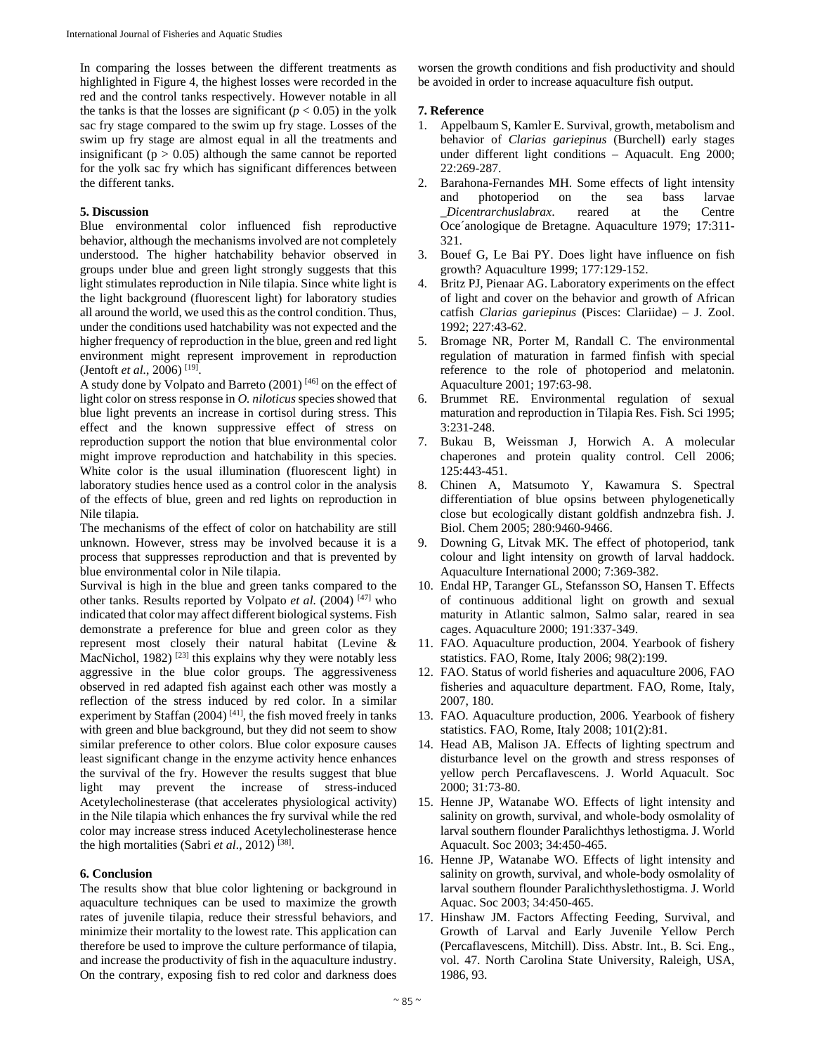In comparing the losses between the different treatments as highlighted in Figure 4, the highest losses were recorded in the red and the control tanks respectively. However notable in all the tanks is that the losses are significant ($p < 0.05$) in the yolk sac fry stage compared to the swim up fry stage. Losses of the swim up fry stage are almost equal in all the treatments and insignificant ($p > 0.05$) although the same cannot be reported for the yolk sac fry which has significant differences between the different tanks.

## 5. Discussion

Blue environmental color influenced fish reproductive behavior, although the mechanisms involved are not completely understood. The higher hatchability behavior observed in groups under blue and green light strongly suggests that this light stimulates reproduction in Nile tilapia. Since white light is the light background (fluorescent light) for laboratory studies all around the world, we used this as the control condition. Thus, under the conditions used hatchability was not expected and the higher frequency of reproduction in the blue, green and red light environment might represent improvement in reproduction (Jentoft *et al.*, 2006) [19].

A study done by Volpato and Barreto (2001) [46] on the effect of light color on stress response in *O. niloticus* species showed that blue light prevents an increase in cortisol during stress. This effect and the known suppressive effect of stress on reproduction support the notion that blue environmental color might improve reproduction and hatchability in this species. White color is the usual illumination (fluorescent light) in laboratory studies hence used as a control color in the analysis of the effects of blue, green and red lights on reproduction in Nile tilapia.

The mechanisms of the effect of color on hatchability are still unknown. However, stress may be involved because it is a process that suppresses reproduction and that is prevented by blue environmental color in Nile tilapia.

Survival is high in the blue and green tanks compared to the other tanks. Results reported by Volpato *et al.* (2004) [47] who indicated that color may affect different biological systems. Fish demonstrate a preference for blue and green color as they represent most closely their natural habitat (Levine & MacNichol, 1982) [23] this explains why they were notably less aggressive in the blue color groups. The aggressiveness observed in red adapted fish against each other was mostly a reflection of the stress induced by red color. In a similar experiment by Staffan (2004) [41], the fish moved freely in tanks with green and blue background, but they did not seem to show similar preference to other colors. Blue color exposure causes least significant change in the enzyme activity hence enhances the survival of the fry. However the results suggest that blue light may prevent the increase of stress-induced Acetylecholinesterase (that accelerates physiological activity) in the Nile tilapia which enhances the fry survival while the red color may increase stress induced Acetylecholinesterase hence the high mortalities (Sabri *et al*., 2012) [38].

## 6. Conclusion

The results show that blue color lightening or background in aquaculture techniques can be used to maximize the growth rates of juvenile tilapia, reduce their stressful behaviors, and minimize their mortality to the lowest rate. This application can therefore be used to improve the culture performance of tilapia, and increase the productivity of fish in the aquaculture industry. On the contrary, exposing fish to red color and darkness does worsen the growth conditions and fish productivity and should be avoided in order to increase aquaculture fish output.

## 7. Reference

1. Appelbaum S, Kamler E. Survival, growth, metabolism and behavior of *Clarias gariepinus* (Burchell) early stages under different light conditions – Aquacult. Eng 2000; 22:269-287.
2. Barahona-Fernandes MH. Some effects of light intensity and photoperiod on the sea bass larvae _*Dicentrarchuslabrax*. reared at the Centre Oce´anologique de Bretagne. Aquaculture 1979; 17:311-321.
3. Bouef G, Le Bai PY. Does light have influence on fish growth? Aquaculture 1999; 177:129-152.
4. Britz PJ, Pienaar AG. Laboratory experiments on the effect of light and cover on the behavior and growth of African catfish *Clarias gariepinus* (Pisces: Clariidae) – J. Zool. 1992; 227:43-62.
5. Bromage NR, Porter M, Randall C. The environmental regulation of maturation in farmed finfish with special reference to the role of photoperiod and melatonin. Aquaculture 2001; 197:63-98.
6. Brummet RE. Environmental regulation of sexual maturation and reproduction in Tilapia Res. Fish. Sci 1995; 3:231-248.
7. Bukau B, Weissman J, Horwich A. A molecular chaperones and protein quality control. Cell 2006; 125:443-451.
8. Chinen A, Matsumoto Y, Kawamura S. Spectral differentiation of blue opsins between phylogenetically close but ecologically distant goldfish andnzebra fish. J. Biol. Chem 2005; 280:9460-9466.
9. Downing G, Litvak MK. The effect of photoperiod, tank colour and light intensity on growth of larval haddock. Aquaculture International 2000; 7:369-382.
10. Endal HP, Taranger GL, Stefansson SO, Hansen T. Effects of continuous additional light on growth and sexual maturity in Atlantic salmon, Salmo salar, reared in sea cages. Aquaculture 2000; 191:337-349.
11. FAO. Aquaculture production, 2004. Yearbook of fishery statistics. FAO, Rome, Italy 2006; 98(2):199.
12. FAO. Status of world fisheries and aquaculture 2006, FAO fisheries and aquaculture department. FAO, Rome, Italy, 2007, 180.
13. FAO. Aquaculture production, 2006. Yearbook of fishery statistics. FAO, Rome, Italy 2008; 101(2):81.
14. Head AB, Malison JA. Effects of lighting spectrum and disturbance level on the growth and stress responses of yellow perch Percaflavescens. J. World Aquacult. Soc 2000; 31:73-80.
15. Henne JP, Watanabe WO. Effects of light intensity and salinity on growth, survival, and whole-body osmolality of larval southern flounder Paralichthys lethostigma. J. World Aquacult. Soc 2003; 34:450-465.
16. Henne JP, Watanabe WO. Effects of light intensity and salinity on growth, survival, and whole-body osmolality of larval southern flounder Paralichthyslethostigma. J. World Aquac. Soc 2003; 34:450-465.
17. Hinshaw JM. Factors Affecting Feeding, Survival, and Growth of Larval and Early Juvenile Yellow Perch (Percaflavescens, Mitchill). Diss. Abstr. Int., B. Sci. Eng., vol. 47. North Carolina State University, Raleigh, USA, 1986, 93.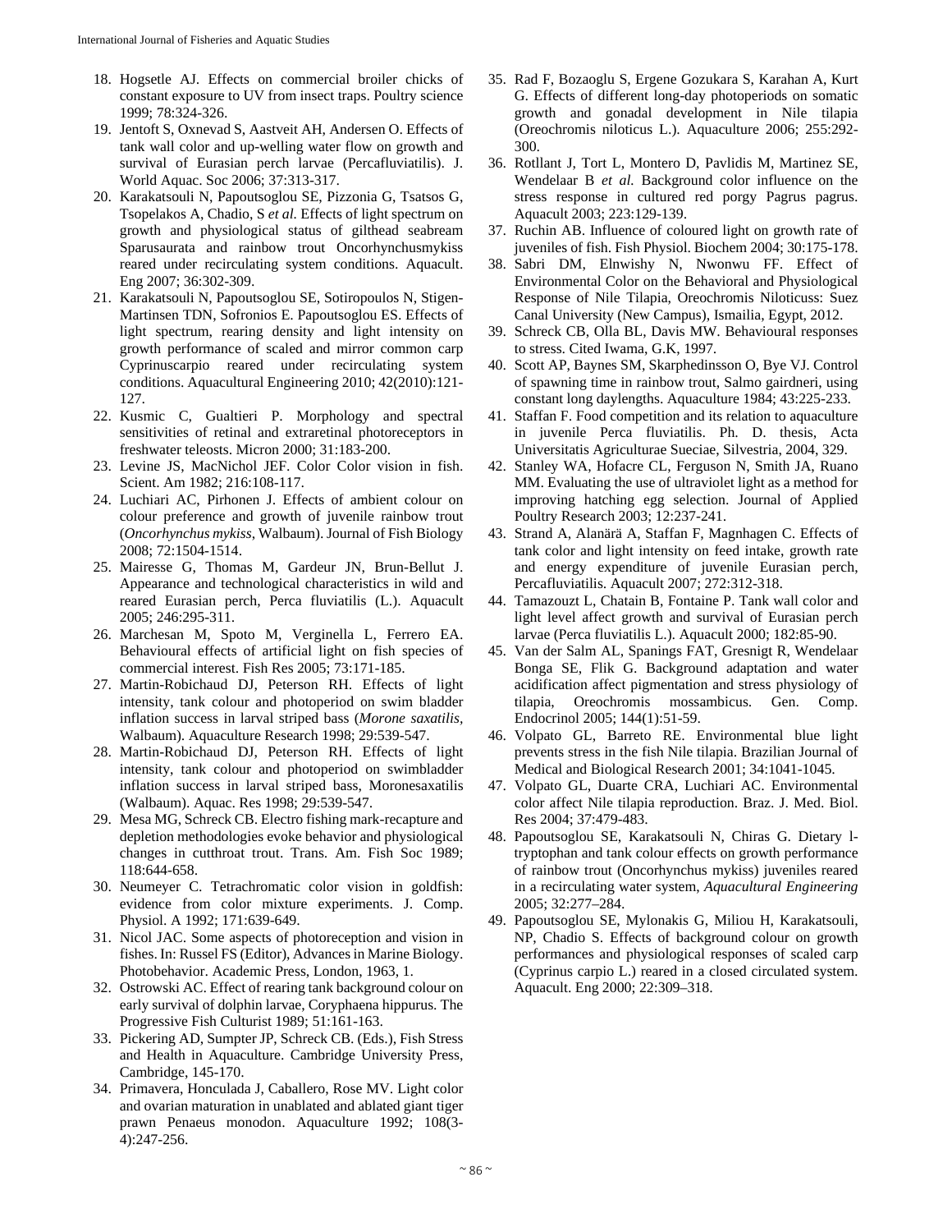18. Hogsetle AJ. Effects on commercial broiler chicks of constant exposure to UV from insect traps. Poultry science 1999; 78:324-326.
19. Jentoft S, Oxnevad S, Aastveit AH, Andersen O. Effects of tank wall color and up-welling water flow on growth and survival of Eurasian perch larvae (Percafluviatilis). J. World Aquac. Soc 2006; 37:313-317.
20. Karakatsouli N, Papoutsoglou SE, Pizzonia G, Tsatsos G, Tsopelakos A, Chadio, S *et al.* Effects of light spectrum on growth and physiological status of gilthead seabream Sparusaurata and rainbow trout Oncorhynchusmykiss reared under recirculating system conditions. Aquacult. Eng 2007; 36:302-309.
21. Karakatsouli N, Papoutsoglou SE, Sotiropoulos N, Stigen-Martinsen TDN, Sofronios E. Papoutsoglou ES. Effects of light spectrum, rearing density and light intensity on growth performance of scaled and mirror common carp Cyprinuscarpio reared under recirculating system conditions. Aquacultural Engineering 2010; 42(2010):121-127.
22. Kusmic C, Gualtieri P. Morphology and spectral sensitivities of retinal and extraretinal photoreceptors in freshwater teleosts. Micron 2000; 31:183-200.
23. Levine JS, MacNichol JEF. Color Color vision in fish. Scient. Am 1982; 216:108-117.
24. Luchiari AC, Pirhonen J. Effects of ambient colour on colour preference and growth of juvenile rainbow trout (*Oncorhynchus mykiss*, Walbaum). Journal of Fish Biology 2008; 72:1504-1514.
25. Mairesse G, Thomas M, Gardeur JN, Brun-Bellut J. Appearance and technological characteristics in wild and reared Eurasian perch, Perca fluviatilis (L.). Aquacult 2005; 246:295-311.
26. Marchesan M, Spoto M, Verginella L, Ferrero EA. Behavioural effects of artificial light on fish species of commercial interest. Fish Res 2005; 73:171-185.
27. Martin-Robichaud DJ, Peterson RH. Effects of light intensity, tank colour and photoperiod on swim bladder inflation success in larval striped bass (*Morone saxatilis*, Walbaum). Aquaculture Research 1998; 29:539-547.
28. Martin-Robichaud DJ, Peterson RH. Effects of light intensity, tank colour and photoperiod on swimbladder inflation success in larval striped bass, Moronesaxatilis (Walbaum). Aquac. Res 1998; 29:539-547.
29. Mesa MG, Schreck CB. Electro fishing mark-recapture and depletion methodologies evoke behavior and physiological changes in cutthroat trout. Trans. Am. Fish Soc 1989; 118:644-658.
30. Neumeyer C. Tetrachromatic color vision in goldfish: evidence from color mixture experiments. J. Comp. Physiol. A 1992; 171:639-649.
31. Nicol JAC. Some aspects of photoreception and vision in fishes. In: Russel FS (Editor), Advances in Marine Biology. Photobehavior. Academic Press, London, 1963, 1.
32. Ostrowski AC. Effect of rearing tank background colour on early survival of dolphin larvae, Coryphaena hippurus. The Progressive Fish Culturist 1989; 51:161-163.
33. Pickering AD, Sumpter JP, Schreck CB. (Eds.), Fish Stress and Health in Aquaculture. Cambridge University Press, Cambridge, 145-170.
34. Primavera, Honculada J, Caballero, Rose MV. Light color and ovarian maturation in unablated and ablated giant tiger prawn Penaeus monodon. Aquaculture 1992; 108(3-4):247-256.
35. Rad F, Bozaoglu S, Ergene Gozukara S, Karahan A, Kurt G. Effects of different long-day photoperiods on somatic growth and gonadal development in Nile tilapia (Oreochromis niloticus L.). Aquaculture 2006; 255:292-300.
36. Rotllant J, Tort L, Montero D, Pavlidis M, Martinez SE, Wendelaar B *et al.* Background color influence on the stress response in cultured red porgy Pagrus pagrus. Aquacult 2003; 223:129-139.
37. Ruchin AB. Influence of coloured light on growth rate of juveniles of fish. Fish Physiol. Biochem 2004; 30:175-178.
38. Sabri DM, Elnwishy N, Nwonwu FF. Effect of Environmental Color on the Behavioral and Physiological Response of Nile Tilapia, Oreochromis Niloticuss: Suez Canal University (New Campus), Ismailia, Egypt, 2012.
39. Schreck CB, Olla BL, Davis MW. Behavioural responses to stress. Cited Iwama, G.K, 1997.
40. Scott AP, Baynes SM, Skarphedinsson O, Bye VJ. Control of spawning time in rainbow trout, Salmo gairdneri, using constant long daylengths. Aquaculture 1984; 43:225-233.
41. Staffan F. Food competition and its relation to aquaculture in juvenile Perca fluviatilis. Ph. D. thesis, Acta Universitatis Agriculturae Sueciae, Silvestria, 2004, 329.
42. Stanley WA, Hofacre CL, Ferguson N, Smith JA, Ruano MM. Evaluating the use of ultraviolet light as a method for improving hatching egg selection. Journal of Applied Poultry Research 2003; 12:237-241.
43. Strand A, Alanärä A, Staffan F, Magnhagen C. Effects of tank color and light intensity on feed intake, growth rate and energy expenditure of juvenile Eurasian perch, Percafluviatilis. Aquacult 2007; 272:312-318.
44. Tamazouzt L, Chatain B, Fontaine P. Tank wall color and light level affect growth and survival of Eurasian perch larvae (Perca fluviatilis L.). Aquacult 2000; 182:85-90.
45. Van der Salm AL, Spanings FAT, Gresnigt R, Wendelaar Bonga SE, Flik G. Background adaptation and water acidification affect pigmentation and stress physiology of tilapia, Oreochromis mossambicus. Gen. Comp. Endocrinol 2005; 144(1):51-59.
46. Volpato GL, Barreto RE. Environmental blue light prevents stress in the fish Nile tilapia. Brazilian Journal of Medical and Biological Research 2001; 34:1041-1045.
47. Volpato GL, Duarte CRA, Luchiari AC. Environmental color affect Nile tilapia reproduction. Braz. J. Med. Biol. Res 2004; 37:479-483.
48. Papoutsoglou SE, Karakatsouli N, Chiras G. Dietary l-tryptophan and tank colour effects on growth performance of rainbow trout (Oncorhynchus mykiss) juveniles reared in a recirculating water system, *Aquacultural Engineering* 2005; 32:277–284.
49. Papoutsoglou SE, Mylonakis G, Miliou H, Karakatsouli, NP, Chadio S. Effects of background colour on growth performances and physiological responses of scaled carp (Cyprinus carpio L.) reared in a closed circulated system. Aquacult. Eng 2000; 22:309–318.